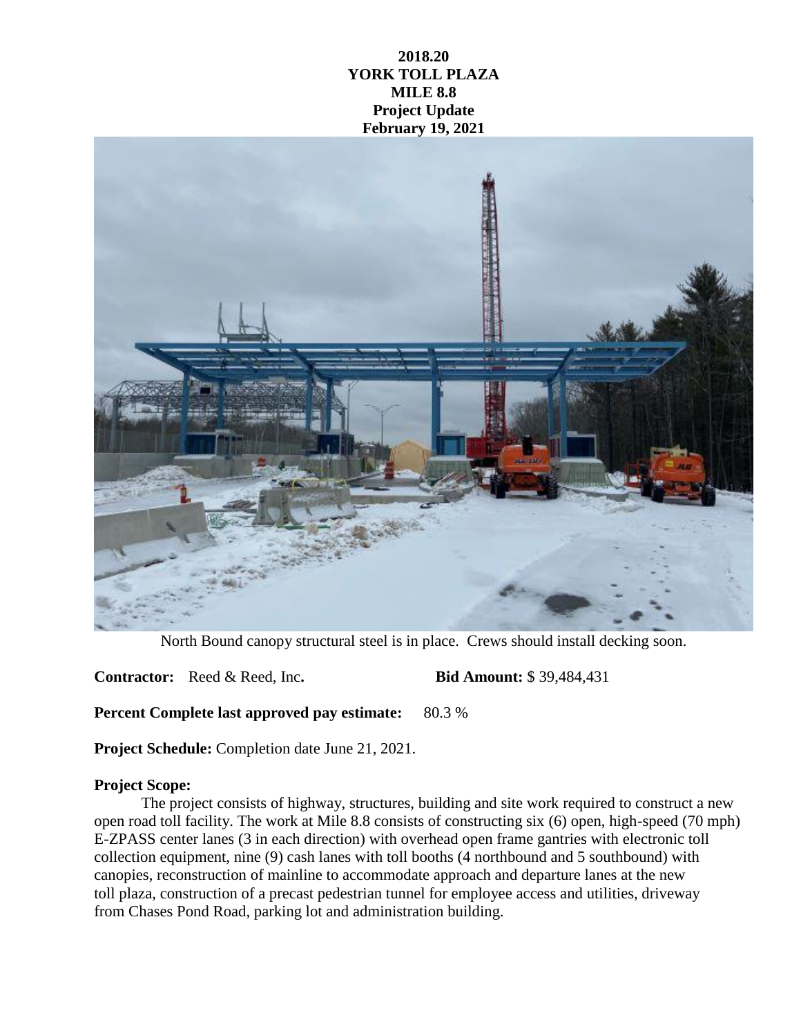**2018.20**
**YORK TOLL PLAZA**
**MILE 8.8**
**Project Update**
**February 19, 2021**

North Bound canopy structural steel is in place. Crews should install decking soon.

**Contractor:** Reed & Reed, Inc**.** **Bid Amount:** $ 39,484,431

**Percent Complete last approved pay estimate:** 80.3 %

**Project Schedule:** Completion date June 21, 2021.

**Project Scope:**

The project consists of highway, structures, building and site work required to construct a new open road toll facility. The work at Mile 8.8 consists of constructing six (6) open, high-speed (70 mph) E-ZPASS center lanes (3 in each direction) with overhead open frame gantries with electronic toll collection equipment, nine (9) cash lanes with toll booths (4 northbound and 5 southbound) with canopies, reconstruction of mainline to accommodate approach and departure lanes at the new toll plaza, construction of a precast pedestrian tunnel for employee access and utilities, driveway from Chases Pond Road, parking lot and administration building.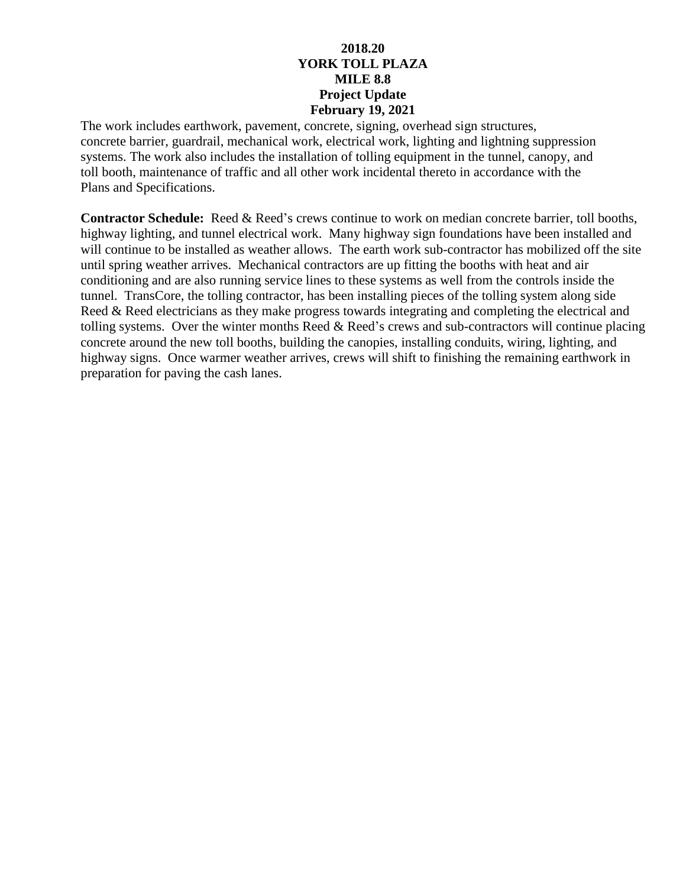**2018.20**
**YORK TOLL PLAZA**
**MILE 8.8**
**Project Update**
**February 19, 2021**

The work includes earthwork, pavement, concrete, signing, overhead sign structures, concrete barrier, guardrail, mechanical work, electrical work, lighting and lightning suppression systems. The work also includes the installation of tolling equipment in the tunnel, canopy, and toll booth, maintenance of traffic and all other work incidental thereto in accordance with the Plans and Specifications.

**Contractor Schedule:** Reed & Reed's crews continue to work on median concrete barrier, toll booths, highway lighting, and tunnel electrical work. Many highway sign foundations have been installed and will continue to be installed as weather allows. The earth work sub-contractor has mobilized off the site until spring weather arrives. Mechanical contractors are up fitting the booths with heat and air conditioning and are also running service lines to these systems as well from the controls inside the tunnel. TransCore, the tolling contractor, has been installing pieces of the tolling system along side Reed & Reed electricians as they make progress towards integrating and completing the electrical and tolling systems. Over the winter months Reed & Reed's crews and sub-contractors will continue placing concrete around the new toll booths, building the canopies, installing conduits, wiring, lighting, and highway signs. Once warmer weather arrives, crews will shift to finishing the remaining earthwork in preparation for paving the cash lanes.